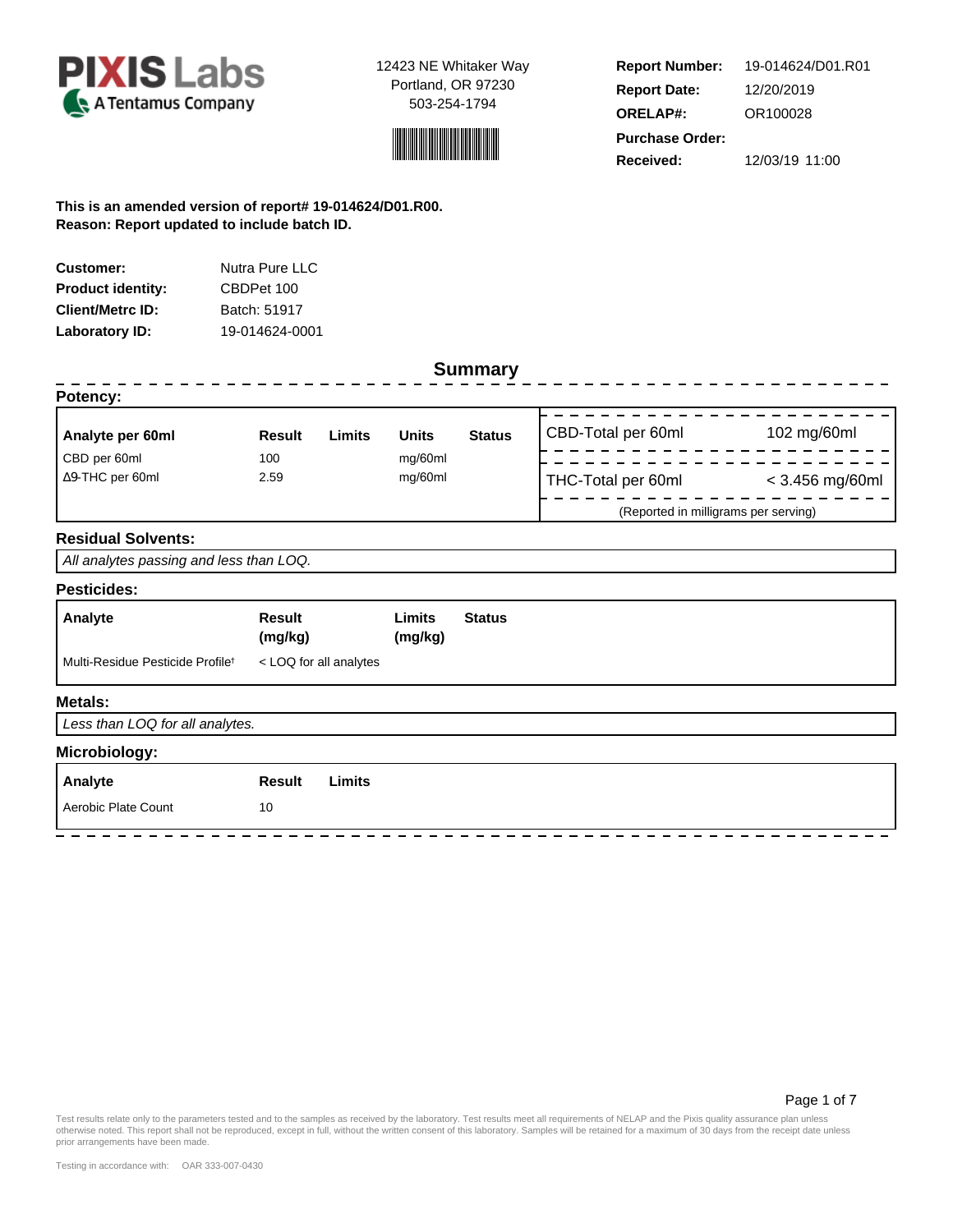**PIXIS Labs**
A Tentamus Company

12423 NE Whitaker Way
Portland, OR 97230
503-254-1794

| | |
|---|---|
| **Report Number:** | 19-014624/D01.R01 |
| **Report Date:** | 12/20/2019 |
| **ORELAP#:** | OR100028 |
| **Purchase Order:** | |
| **Received:** | 12/03/19 11:00 |

**This is an amended version of report# 19-014624/D01.R00.**
**Reason: Report updated to include batch ID.**

| | |
|---|---|
| **Customer:** | Nutra Pure LLC |
| **Product identity:** | CBDPet 100 |
| **Client/Metrc ID:** | Batch: 51917 |
| **Laboratory ID:** | 19-014624-0001 |

## Summary

### Potency:

| Analyte per 60ml | Result | Limits | Units | Status |
|---|---|---|---|---|
| CBD per 60ml | 100 | | mg/60ml | |
| Δ9-THC per 60ml | 2.59 | | mg/60ml | |

| | |
|---|---|
| CBD-Total per 60ml | 102 mg/60ml |
| THC-Total per 60ml | < 3.456 mg/60ml |

(Reported in milligrams per serving)

### Residual Solvents:

*All analytes passing and less than LOQ.*

### Pesticides:

| Analyte | Result (mg/kg) | Limits (mg/kg) | Status |
|---|---|---|---|
| Multi-Residue Pesticide Profile† | < LOQ for all analytes | | |

### Metals:

*Less than LOQ for all analytes.*

### Microbiology:

| Analyte | Result | Limits |
|---|---|---|
| Aerobic Plate Count | 10 | |

Test results relate only to the parameters tested and to the samples as received by the laboratory. Test results meet all requirements of NELAP and the Pixis quality assurance plan unless otherwise noted. This report shall not be reproduced, except in full, without the written consent of this laboratory. Samples will be retained for a maximum of 30 days from the receipt date unless prior arrangements have been made.

Testing in accordance with: OAR 333-007-0430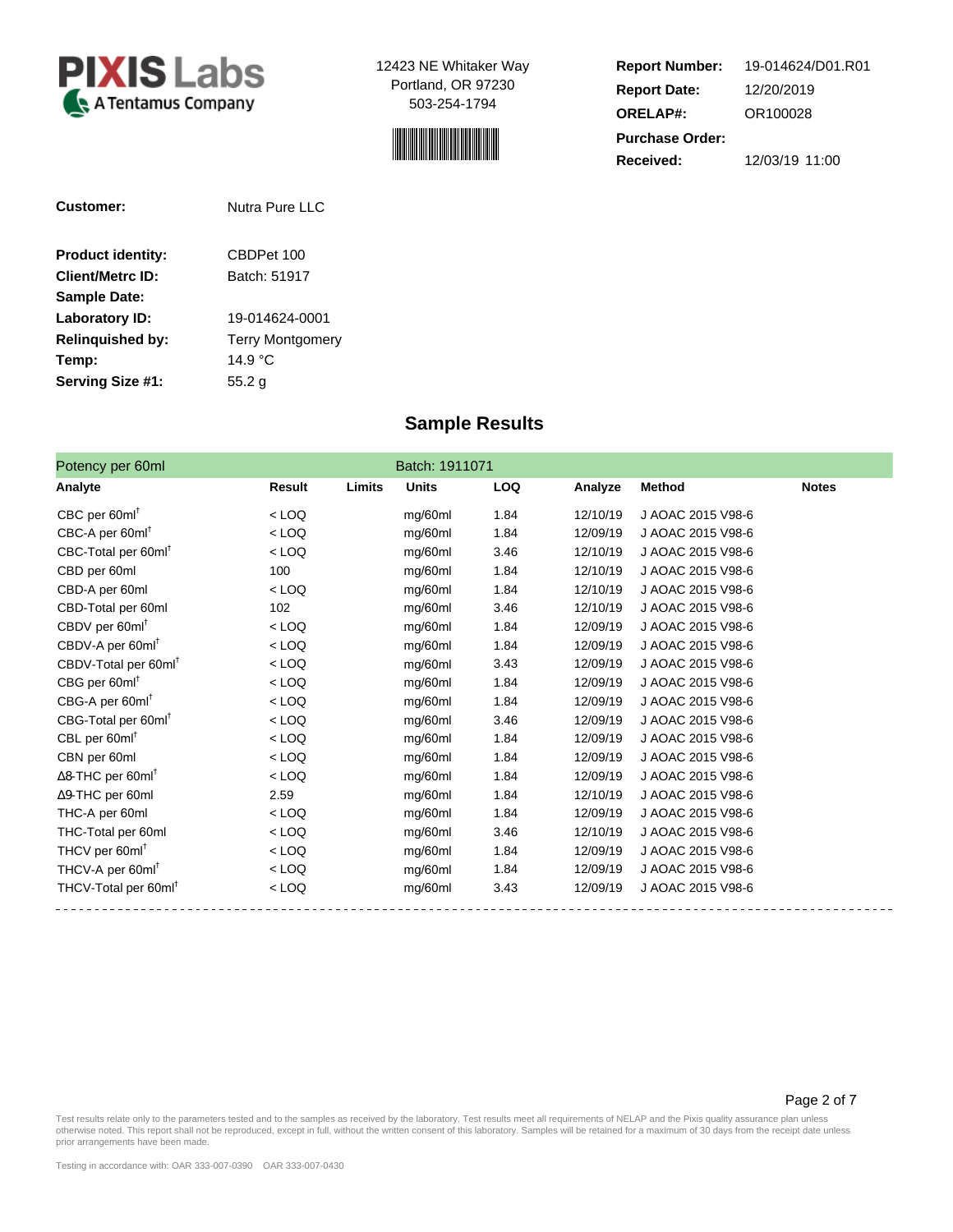**PIXIS Labs**
A Tentamus Company

12423 NE Whitaker Way
Portland, OR 97230
503-254-1794

**Report Number:** 19-014624/D01.R01
**Report Date:** 12/20/2019
**ORELAP#:** OR100028
**Purchase Order:**
**Received:** 12/03/19 11:00

**Customer:** Nutra Pure LLC

**Product identity:** CBDPet 100
**Client/Metrc ID:** Batch: 51917
**Sample Date:**
**Laboratory ID:** 19-014624-0001
**Relinquished by:** Terry Montgomery
**Temp:** 14.9 °C
**Serving Size #1:** 55.2 g

## Sample Results

Potency per 60ml — Batch: 1911071

| Analyte | Result | Limits | Units | LOQ | Analyze | Method | Notes |
|---|---|---|---|---|---|---|---|
| CBC per 60ml† | < LOQ | | mg/60ml | 1.84 | 12/10/19 | J AOAC 2015 V98-6 | |
| CBC-A per 60ml† | < LOQ | | mg/60ml | 1.84 | 12/09/19 | J AOAC 2015 V98-6 | |
| CBC-Total per 60ml† | < LOQ | | mg/60ml | 3.46 | 12/10/19 | J AOAC 2015 V98-6 | |
| CBD per 60ml | 100 | | mg/60ml | 1.84 | 12/10/19 | J AOAC 2015 V98-6 | |
| CBD-A per 60ml | < LOQ | | mg/60ml | 1.84 | 12/10/19 | J AOAC 2015 V98-6 | |
| CBD-Total per 60ml | 102 | | mg/60ml | 3.46 | 12/10/19 | J AOAC 2015 V98-6 | |
| CBDV per 60ml† | < LOQ | | mg/60ml | 1.84 | 12/09/19 | J AOAC 2015 V98-6 | |
| CBDV-A per 60ml† | < LOQ | | mg/60ml | 1.84 | 12/09/19 | J AOAC 2015 V98-6 | |
| CBDV-Total per 60ml† | < LOQ | | mg/60ml | 3.43 | 12/09/19 | J AOAC 2015 V98-6 | |
| CBG per 60ml† | < LOQ | | mg/60ml | 1.84 | 12/09/19 | J AOAC 2015 V98-6 | |
| CBG-A per 60ml† | < LOQ | | mg/60ml | 1.84 | 12/09/19 | J AOAC 2015 V98-6 | |
| CBG-Total per 60ml† | < LOQ | | mg/60ml | 3.46 | 12/09/19 | J AOAC 2015 V98-6 | |
| CBL per 60ml† | < LOQ | | mg/60ml | 1.84 | 12/09/19 | J AOAC 2015 V98-6 | |
| CBN per 60ml | < LOQ | | mg/60ml | 1.84 | 12/09/19 | J AOAC 2015 V98-6 | |
| Δ8-THC per 60ml† | < LOQ | | mg/60ml | 1.84 | 12/09/19 | J AOAC 2015 V98-6 | |
| Δ9-THC per 60ml | 2.59 | | mg/60ml | 1.84 | 12/10/19 | J AOAC 2015 V98-6 | |
| THC-A per 60ml | < LOQ | | mg/60ml | 1.84 | 12/09/19 | J AOAC 2015 V98-6 | |
| THC-Total per 60ml | < LOQ | | mg/60ml | 3.46 | 12/10/19 | J AOAC 2015 V98-6 | |
| THCV per 60ml† | < LOQ | | mg/60ml | 1.84 | 12/09/19 | J AOAC 2015 V98-6 | |
| THCV-A per 60ml† | < LOQ | | mg/60ml | 1.84 | 12/09/19 | J AOAC 2015 V98-6 | |
| THCV-Total per 60ml† | < LOQ | | mg/60ml | 3.43 | 12/09/19 | J AOAC 2015 V98-6 | |

Test results relate only to the parameters tested and to the samples as received by the laboratory. Test results meet all requirements of NELAP and the Pixis quality assurance plan unless otherwise noted. This report shall not be reproduced, except in full, without the written consent of this laboratory. Samples will be retained for a maximum of 30 days from the receipt date unless prior arrangements have been made.

Testing in accordance with: OAR 333-007-0390 OAR 333-007-0430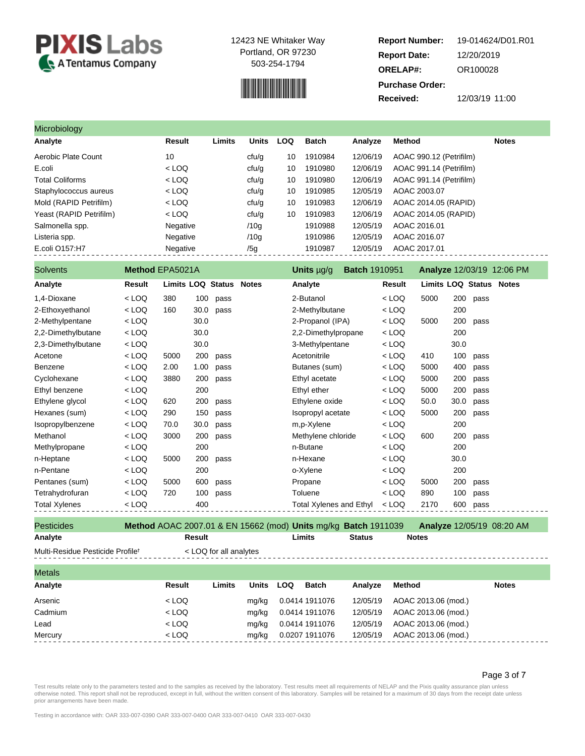**PIXIS Labs** — A Tentamus Company

12423 NE Whitaker Way
Portland, OR 97230
503-254-1794

| | |
|---|---|
| **Report Number:** | 19-014624/D01.R01 |
| **Report Date:** | 12/20/2019 |
| **ORELAP#:** | OR100028 |
| **Purchase Order:** | |
| **Received:** | 12/03/19 11:00 |

## Microbiology

| Analyte | Result | Limits | Units | LOQ | Batch | Analyze | Method | Notes |
|---|---|---|---|---|---|---|---|---|
| Aerobic Plate Count | 10 | | cfu/g | 10 | 1910984 | 12/06/19 | AOAC 990.12 (Petrifilm) | |
| E.coli | < LOQ | | cfu/g | 10 | 1910980 | 12/06/19 | AOAC 991.14 (Petrifilm) | |
| Total Coliforms | < LOQ | | cfu/g | 10 | 1910980 | 12/06/19 | AOAC 991.14 (Petrifilm) | |
| Staphylococcus aureus | < LOQ | | cfu/g | 10 | 1910985 | 12/05/19 | AOAC 2003.07 | |
| Mold (RAPID Petrifilm) | < LOQ | | cfu/g | 10 | 1910983 | 12/06/19 | AOAC 2014.05 (RAPID) | |
| Yeast (RAPID Petrifilm) | < LOQ | | cfu/g | 10 | 1910983 | 12/06/19 | AOAC 2014.05 (RAPID) | |
| Salmonella spp. | Negative | | /10g | | 1910988 | 12/05/19 | AOAC 2016.01 | |
| Listeria spp. | Negative | | /10g | | 1910986 | 12/05/19 | AOAC 2016.07 | |
| E.coli O157:H7 | Negative | | /5g | | 1910987 | 12/05/19 | AOAC 2017.01 | |

## Solvents

**Method** EPA5021A **Units** μg/g **Batch** 1910951 **Analyze** 12/03/19 12:06 PM

| Analyte | Result | Limits | LOQ | Status | Notes | Analyte | Result | Limits | LOQ | Status | Notes |
|---|---|---|---|---|---|---|---|---|---|---|---|
| 1,4-Dioxane | < LOQ | 380 | 100 | pass | | 2-Butanol | < LOQ | 5000 | 200 | pass | |
| 2-Ethoxyethanol | < LOQ | 160 | 30.0 | pass | | 2-Methylbutane | < LOQ | | 200 | | |
| 2-Methylpentane | < LOQ | | 30.0 | | | 2-Propanol (IPA) | < LOQ | 5000 | 200 | pass | |
| 2,2-Dimethylbutane | < LOQ | | 30.0 | | | 2,2-Dimethylpropane | < LOQ | | 200 | | |
| 2,3-Dimethylbutane | < LOQ | | 30.0 | | | 3-Methylpentane | < LOQ | | 30.0 | | |
| Acetone | < LOQ | 5000 | 200 | pass | | Acetonitrile | < LOQ | 410 | 100 | pass | |
| Benzene | < LOQ | 2.00 | 1.00 | pass | | Butanes (sum) | < LOQ | 5000 | 400 | pass | |
| Cyclohexane | < LOQ | 3880 | 200 | pass | | Ethyl acetate | < LOQ | 5000 | 200 | pass | |
| Ethyl benzene | < LOQ | | 200 | | | Ethyl ether | < LOQ | 5000 | 200 | pass | |
| Ethylene glycol | < LOQ | 620 | 200 | pass | | Ethylene oxide | < LOQ | 50.0 | 30.0 | pass | |
| Hexanes (sum) | < LOQ | 290 | 150 | pass | | Isopropyl acetate | < LOQ | 5000 | 200 | pass | |
| Isopropylbenzene | < LOQ | 70.0 | 30.0 | pass | | m,p-Xylene | < LOQ | | 200 | | |
| Methanol | < LOQ | 3000 | 200 | pass | | Methylene chloride | < LOQ | 600 | 200 | pass | |
| Methylpropane | < LOQ | | 200 | | | n-Butane | < LOQ | | 200 | | |
| n-Heptane | < LOQ | 5000 | 200 | pass | | n-Hexane | < LOQ | | 30.0 | | |
| n-Pentane | < LOQ | | 200 | | | o-Xylene | < LOQ | | 200 | | |
| Pentanes (sum) | < LOQ | 5000 | 600 | pass | | Propane | < LOQ | 5000 | 200 | pass | |
| Tetrahydrofuran | < LOQ | 720 | 100 | pass | | Toluene | < LOQ | 890 | 100 | pass | |
| Total Xylenes | < LOQ | | 400 | | | Total Xylenes and Ethyl | < LOQ | 2170 | 600 | pass | |

## Pesticides

**Method** AOAC 2007.01 & EN 15662 (mod) **Units** mg/kg **Batch** 1911039 **Analyze** 12/05/19 08:20 AM

| Analyte | Result | Limits | Status | Notes |
|---|---|---|---|---|
| Multi-Residue Pesticide Profile† | < LOQ for all analytes | | | |

## Metals

| Analyte | Result | Limits | Units | LOQ | Batch | Analyze | Method | Notes |
|---|---|---|---|---|---|---|---|---|
| Arsenic | < LOQ | | mg/kg | 0.0414 | 1911076 | 12/05/19 | AOAC 2013.06 (mod.) | |
| Cadmium | < LOQ | | mg/kg | 0.0414 | 1911076 | 12/05/19 | AOAC 2013.06 (mod.) | |
| Lead | < LOQ | | mg/kg | 0.0414 | 1911076 | 12/05/19 | AOAC 2013.06 (mod.) | |
| Mercury | < LOQ | | mg/kg | 0.0207 | 1911076 | 12/05/19 | AOAC 2013.06 (mod.) | |

Test results relate only to the parameters tested and to the samples as received by the laboratory. Test results meet all requirements of NELAP and the Pixis quality assurance plan unless otherwise noted. This report shall not be reproduced, except in full, without the written consent of this laboratory. Samples will be retained for a maximum of 30 days from the receipt date unless prior arrangements have been made.

Testing in accordance with: OAR 333-007-0390 OAR 333-007-0400 OAR 333-007-0410 OAR 333-007-0430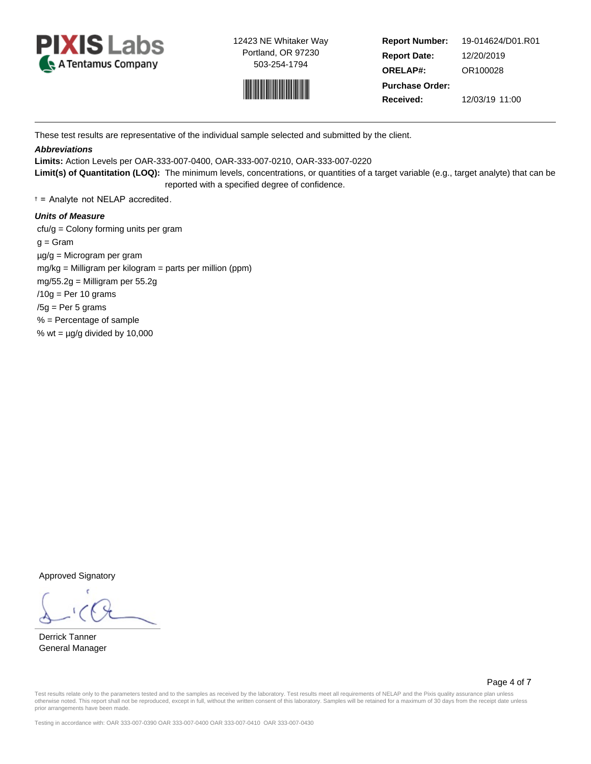**PIXIS Labs**
A Tentamus Company

12423 NE Whitaker Way
Portland, OR 97230
503-254-1794

| | |
|---|---|
| **Report Number:** | 19-014624/D01.R01 |
| **Report Date:** | 12/20/2019 |
| **ORELAP#:** | OR100028 |
| **Purchase Order:** | |
| **Received:** | 12/03/19 11:00 |

These test results are representative of the individual sample selected and submitted by the client.

***Abbreviations***

**Limits:** Action Levels per OAR-333-007-0400, OAR-333-007-0210, OAR-333-007-0220

**Limit(s) of Quantitation (LOQ):** The minimum levels, concentrations, or quantities of a target variable (e.g., target analyte) that can be reported with a specified degree of confidence.

† = Analyte not NELAP accredited.

***Units of Measure***

cfu/g = Colony forming units per gram
g = Gram
µg/g = Microgram per gram
mg/kg = Milligram per kilogram = parts per million (ppm)
mg/55.2g = Milligram per 55.2g
/10g = Per 10 grams
/5g = Per 5 grams
% = Percentage of sample
% wt = µg/g divided by 10,000

Approved Signatory

Derrick Tanner
General Manager

Test results relate only to the parameters tested and to the samples as received by the laboratory. Test results meet all requirements of NELAP and the Pixis quality assurance plan unless otherwise noted. This report shall not be reproduced, except in full, without the written consent of this laboratory. Samples will be retained for a maximum of 30 days from the receipt date unless prior arrangements have been made.

Testing in accordance with: OAR 333-007-0390 OAR 333-007-0400 OAR 333-007-0410 OAR 333-007-0430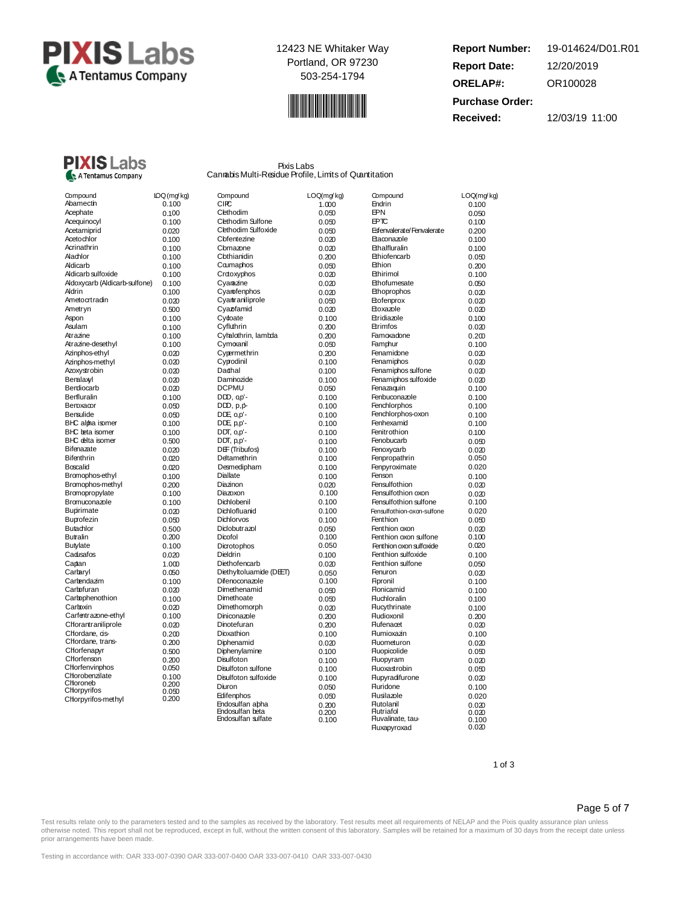12423 NE Whitaker Way
Portland, OR 97230
503-254-1794

| | |
|---|---|
| **Report Number:** | 19-014624/D01.R01 |
| **Report Date:** | 12/20/2019 |
| **ORELAP#:** | OR100028 |
| **Purchase Order:** | |
| **Received:** | 12/03/19 11:00 |

Pixis Labs
Cannabis Multi-Residue Profile, Limits of Quantitation

| Compound | LOQ (mg/kg) | Compound | LOQ(mg/kg) | Compound | LOQ(mg/kg) |
|---|---|---|---|---|---|
| Abamectin | 0.100 | CIPC | 1.000 | Endrin | 0.100 |
| Acephate | 0.100 | Clethodim | 0.050 | EPN | 0.050 |
| Acequinocyl | 0.100 | Clethodim Sulfone | 0.050 | EPTC | 0.100 |
| Acetamiprid | 0.020 | Clethodim Sulfoxide | 0.050 | Esfenvalerate/Fenvalerate | 0.200 |
| Acetochlor | 0.100 | Clofentezine | 0.020 | Etaconazole | 0.100 |
| Acrinathrin | 0.100 | Clomazone | 0.020 | Ethalfluralin | 0.100 |
| Alachlor | 0.100 | Clothianidin | 0.200 | Ethiofencarb | 0.050 |
| Aldicarb | 0.100 | Coumaphos | 0.050 | Ethion | 0.200 |
| Aldicarb sulfoxide | 0.100 | Crotoxyphos | 0.020 | Ethirimol | 0.100 |
| Aldoxycarb (Aldicarb-sulfone) | 0.100 | Cyanazine | 0.020 | Ethofumesate | 0.050 |
| Aldrin | 0.100 | Cyanofenphos | 0.020 | Ethoprophos | 0.020 |
| Ametoctradin | 0.020 | Cyantraniliprole | 0.050 | Etofenprox | 0.020 |
| Ametryn | 0.500 | Cyazofamid | 0.020 | Etoxazole | 0.020 |
| Aspon | 0.100 | Cycloate | 0.100 | Etridiazole | 0.100 |
| Asulam | 0.100 | Cyfluthrin | 0.200 | Etrimfos | 0.020 |
| Atrazine | 0.100 | Cyhalothrin, lambda | 0.200 | Famoxadone | 0.200 |
| Atrazine-desethyl | 0.100 | Cymoxanil | 0.050 | Famphur | 0.100 |
| Azinphos-ethyl | 0.020 | Cypermethrin | 0.200 | Fenamidone | 0.020 |
| Azinphos-methyl | 0.020 | Cyprodinil | 0.100 | Fenamiphos | 0.020 |
| Azoxystrobin | 0.020 | Dacthal | 0.100 | Fenamiphos sulfone | 0.020 |
| Benalaxyl | 0.020 | Daminozide | 0.100 | Fenamiphos sulfoxide | 0.020 |
| Bendiocarb | 0.020 | DCPMU | 0.050 | Fenazaquin | 0.100 |
| Benfluralin | 0.100 | DDD, o,p'- | 0.100 | Fenbuconazole | 0.100 |
| Benoxacor | 0.050 | DDD, p,p'- | 0.100 | Fenchlorphos | 0.100 |
| Bensulide | 0.050 | DDE, o,p'- | 0.100 | Fenchlorphos-oxon | 0.100 |
| BHC alpha isomer | 0.100 | DDE, p,p'- | 0.100 | Fenhexamid | 0.100 |
| BHC beta isomer | 0.100 | DDT, o,p'- | 0.100 | Fenitrothion | 0.100 |
| BHC delta isomer | 0.500 | DDT, p,p'- | 0.100 | Fenobucarb | 0.050 |
| Bifenazate | 0.020 | DEF (Tribufos) | 0.100 | Fenoxycarb | 0.020 |
| Bifenthrin | 0.020 | Deltamethrin | 0.100 | Fenpropathrin | 0.050 |
| Boscalid | 0.020 | Desmedipham | 0.100 | Fenpyroximate | 0.020 |
| Bromophos-ethyl | 0.100 | Diallate | 0.100 | Fenson | 0.100 |
| Bromophos-methyl | 0.200 | Diazinon | 0.020 | Fensulfothion | 0.020 |
| Bromopropylate | 0.100 | Diazoxon | 0.100 | Fensulfothion oxon | 0.020 |
| Bromuconazole | 0.100 | Dichlobenil | 0.100 | Fensulfothion sulfone | 0.100 |
| Bupirimate | 0.020 | Dichlofluanid | 0.100 | Fensulfothion-oxon-sulfone | 0.020 |
| Buprofezin | 0.050 | Dichlorvos | 0.100 | Fenthion | 0.050 |
| Butachlor | 0.500 | Diclobutrazol | 0.050 | Fenthion oxon | 0.020 |
| Butralin | 0.200 | Dicofol | 0.100 | Fenthion oxon sulfone | 0.100 |
| Butylate | 0.100 | Dicrotophos | 0.050 | Fenthion oxon sulfoxide | 0.020 |
| Cadusafos | 0.020 | Dieldrin | 0.100 | Fenthion sulfoxide | 0.100 |
| Captan | 1.000 | Diethofencarb | 0.020 | Fenthion sulfone | 0.050 |
| Carbaryl | 0.050 | Diethyltoluamide (DEET) | 0.050 | Fenuron | 0.020 |
| Carbendazim | 0.100 | Difenoconazole | 0.100 | Fipronil | 0.100 |
| Carbofuran | 0.020 | Dimethenamid | 0.050 | Flonicamid | 0.100 |
| Carbophenothion | 0.100 | Dimethoate | 0.050 | Fluchloralin | 0.100 |
| Carboxin | 0.020 | Dimethomorph | 0.020 | Flucythrinate | 0.100 |
| Carfentrazone-ethyl | 0.100 | Diniconazole | 0.200 | Fludioxonil | 0.200 |
| Chlorantraniliprole | 0.020 | Dinotefuran | 0.200 | Flufenacet | 0.020 |
| Chlordane, cis- | 0.200 | Dioxathion | 0.100 | Flumioxazin | 0.100 |
| Chlordane, trans- | 0.200 | Diphenamid | 0.020 | Fluometuron | 0.020 |
| Chlorfenapyr | 0.500 | Diphenylamine | 0.100 | Fluopicolide | 0.050 |
| Chlorfenson | 0.200 | Disulfoton | 0.100 | Fluopyram | 0.020 |
| Chlorfenvinphos | 0.050 | Disulfoton sulfone | 0.100 | Fluoxastrobin | 0.050 |
| Chlorobenzilate | 0.100 | Disulfoton sulfoxide | 0.100 | Flupyradifurone | 0.020 |
| Chloroneb | 0.200 | Diuron | 0.050 | Fluridone | 0.100 |
| Chlorpyrifos | 0.050 | Edifenphos | 0.050 | Flusilazole | 0.020 |
| Chlorpyrifos-methyl | 0.200 | Endosulfan alpha | 0.200 | Flutolanil | 0.020 |
| | | Endosulfan beta | 0.200 | Flutriafol | 0.020 |
| | | Endosulfan sulfate | 0.100 | Fluvalinate, tau- | 0.100 |
| | | | | Fluxapyroxad | 0.020 |

1 of 3

Test results relate only to the parameters tested and to the samples as received by the laboratory. Test results meet all requirements of NELAP and the Pixis quality assurance plan unless otherwise noted. This report shall not be reproduced, except in full, without the written consent of this laboratory. Samples will be retained for a maximum of 30 days from the receipt date unless prior arrangements have been made.

Testing in accordance with: OAR 333-007-0390 OAR 333-007-0400 OAR 333-007-0410 OAR 333-007-0430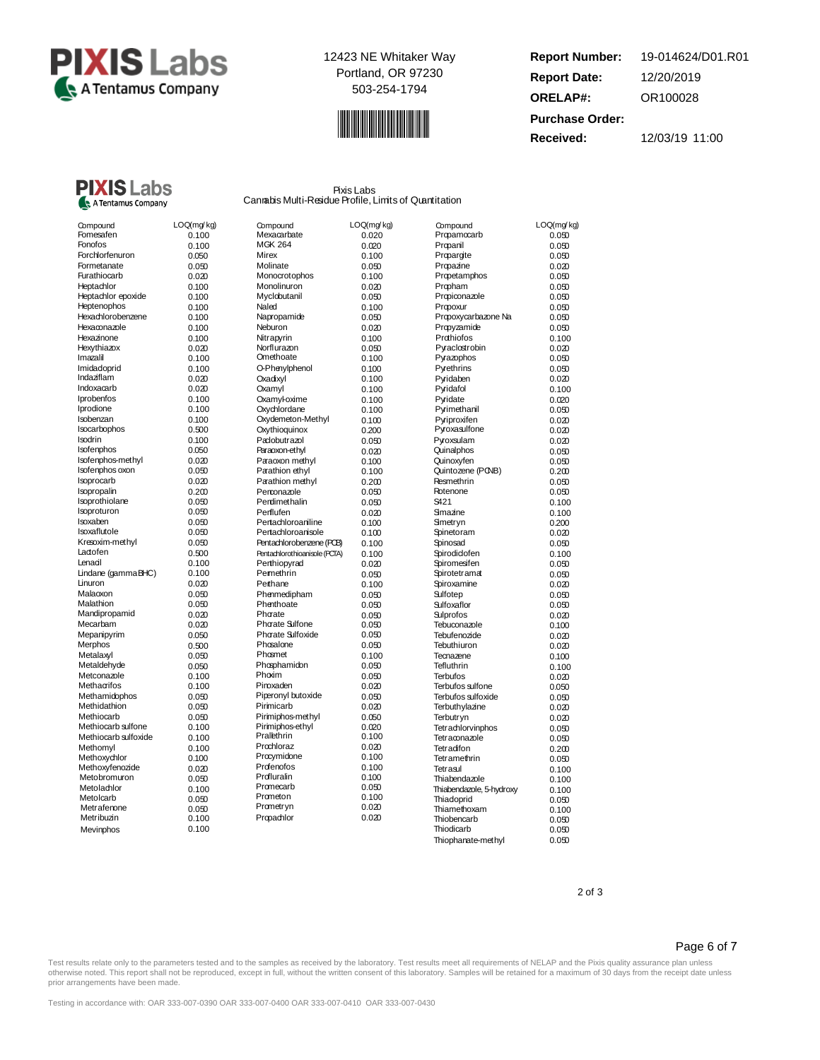PIXIS Labs
A Tentamus Company

12423 NE Whitaker Way
Portland, OR 97230
503-254-1794

| | |
|---|---|
| **Report Number:** | 19-014624/D01.R01 |
| **Report Date:** | 12/20/2019 |
| **ORELAP#:** | OR100028 |
| **Purchase Order:** | |
| **Received:** | 12/03/19 11:00 |

## Pixis Labs
### Cannabis Multi-Residue Profile, Limits of Quantitation

| Compound | LOQ(mg/kg) | Compound | LOQ(mg/kg) | Compound | LOQ(mg/kg) |
|---|---|---|---|---|---|
| Fomesafen | 0.100 | Mexacarbate | 0.020 | Propamocarb | 0.050 |
| Fonofos | 0.100 | MGK 264 | 0.020 | Propanil | 0.050 |
| Forchlorfenuron | 0.050 | Mirex | 0.100 | Propargite | 0.050 |
| Formetanate | 0.050 | Molinate | 0.050 | Propazine | 0.020 |
| Furathiocarb | 0.020 | Monocrotophos | 0.100 | Propetamphos | 0.050 |
| Heptachlor | 0.100 | Monolinuron | 0.020 | Propham | 0.050 |
| Heptachlor epoxide | 0.100 | Myclobutanil | 0.050 | Propiconazole | 0.050 |
| Heptenophos | 0.100 | Naled | 0.100 | Propoxur | 0.050 |
| Hexachlorobenzene | 0.100 | Napropamide | 0.050 | Propoxycarbazone Na | 0.050 |
| Hexaconazole | 0.100 | Neburon | 0.020 | Propyzamide | 0.050 |
| Hexazinone | 0.100 | Nitrapyrin | 0.100 | Prothiofos | 0.100 |
| Hexythiazox | 0.020 | Norflurazon | 0.050 | Pyraclostrobin | 0.020 |
| Imazalil | 0.100 | Omethoate | 0.100 | Pyrazophos | 0.050 |
| Imidacloprid | 0.100 | O-Phenylphenol | 0.100 | Pyrethrins | 0.050 |
| Indaziflam | 0.020 | Oxadixyl | 0.100 | Pyridaben | 0.020 |
| Indoxacarb | 0.020 | Oxamyl | 0.100 | Pyridafol | 0.100 |
| Iprobenfos | 0.100 | Oxamyl-oxime | 0.100 | Pyridate | 0.020 |
| Iprodione | 0.100 | Oxychlordane | 0.100 | Pyrimethanil | 0.050 |
| Isobenzan | 0.100 | Oxydemeton-Methyl | 0.100 | Pyriproxifen | 0.020 |
| Isocarbophos | 0.500 | Oxythioquinox | 0.200 | Pyroxasulfone | 0.020 |
| Isodrin | 0.100 | Paclobutrazol | 0.050 | Pyroxsulam | 0.020 |
| Isofenphos | 0.050 | Paraoxon-ethyl | 0.020 | Quinalphos | 0.050 |
| Isofenphos-methyl | 0.020 | Paraoxon methyl | 0.100 | Quinoxyfen | 0.050 |
| Isofenphos oxon | 0.050 | Parathion ethyl | 0.100 | Quintozene (PCNB) | 0.200 |
| Isoprocarb | 0.020 | Parathion methyl | 0.200 | Resmethrin | 0.050 |
| Isopropalin | 0.200 | Penconazole | 0.050 | Rotenone | 0.050 |
| Isoprothiolane | 0.050 | Pendimethalin | 0.050 | S421 | 0.100 |
| Isoproturon | 0.050 | Perflufen | 0.020 | Simazine | 0.100 |
| Isoxaben | 0.050 | Pentachloroaniline | 0.100 | Simetryn | 0.200 |
| Isoxaflutole | 0.050 | Pentachloroanisole | 0.100 | Spinetoram | 0.020 |
| Kresoxim-methyl | 0.050 | Pentachlorobenzene (PCB) | 0.100 | Spinosad | 0.050 |
| Lactofen | 0.500 | Pentachlorothioanisole (PCTA) | 0.100 | Spirodiclofen | 0.100 |
| Lenacil | 0.100 | Penthiopyrad | 0.020 | Spiromesifen | 0.050 |
| Lindane (gamma BHC) | 0.100 | Permethrin | 0.050 | Spirotetramat | 0.050 |
| Linuron | 0.020 | Perthane | 0.100 | Spiroxamine | 0.020 |
| Malaoxon | 0.050 | Phenmedipham | 0.050 | Sulfotep | 0.050 |
| Malathion | 0.050 | Phenthoate | 0.050 | Sulfoxaflor | 0.050 |
| Mandipropamid | 0.020 | Phorate | 0.050 | Sulprofos | 0.020 |
| Mecarbam | 0.020 | Phorate Sulfone | 0.050 | Tebuconazole | 0.100 |
| Mepanipyrim | 0.050 | Phorate Sulfoxide | 0.050 | Tebufenozide | 0.020 |
| Merphos | 0.500 | Phosalone | 0.050 | Tebuthiuron | 0.020 |
| Metalaxyl | 0.050 | Phosmet | 0.100 | Tecnazene | 0.100 |
| Metaldehyde | 0.050 | Phosphamidon | 0.050 | Tefluthrin | 0.100 |
| Metconazole | 0.100 | Phoxim | 0.050 | Terbufos | 0.020 |
| Methacrifos | 0.100 | Pinoxaden | 0.020 | Terbufos sulfone | 0.050 |
| Methamidophos | 0.050 | Piperonyl butoxide | 0.050 | Terbufos sulfoxide | 0.050 |
| Methidathion | 0.050 | Pirimicarb | 0.020 | Terbuthylazine | 0.020 |
| Methiocarb | 0.050 | Pirimiphos-methyl | 0.050 | Terbutryn | 0.020 |
| Methiocarb sulfone | 0.100 | Pirimiphos-ethyl | 0.020 | Tetrachlorvinphos | 0.050 |
| Methiocarb sulfoxide | 0.100 | Prallethrin | 0.100 | Tetraconazole | 0.050 |
| Methomyl | 0.100 | Prochloraz | 0.020 | Tetradifon | 0.200 |
| Methoxychlor | 0.100 | Procymidone | 0.100 | Tetramethrin | 0.050 |
| Methoxyfenozide | 0.020 | Profenofos | 0.100 | Tetrasul | 0.100 |
| Metobromuron | 0.050 | Profluralin | 0.100 | Thiabendazole | 0.100 |
| Metolachlor | 0.100 | Promecarb | 0.050 | Thiabendazole, 5-hydroxy | 0.100 |
| Metolcarb | 0.050 | Prometon | 0.100 | Thiacloprid | 0.050 |
| Metrafenone | 0.050 | Prometryn | 0.020 | Thiamethoxam | 0.100 |
| Metribuzin | 0.100 | Propachlor | 0.020 | Thiobencarb | 0.050 |
| Mevinphos | 0.100 | | | Thiodicarb | 0.050 |
| | | | | Thiophanate-methyl | 0.050 |

2 of 3

Test results relate only to the parameters tested and to the samples as received by the laboratory. Test results meet all requirements of NELAP and the Pixis quality assurance plan unless otherwise noted. This report shall not be reproduced, except in full, without the written consent of this laboratory. Samples will be retained for a maximum of 30 days from the receipt date unless prior arrangements have been made.

Testing in accordance with: OAR 333-007-0390 OAR 333-007-0400 OAR 333-007-0410 OAR 333-007-0430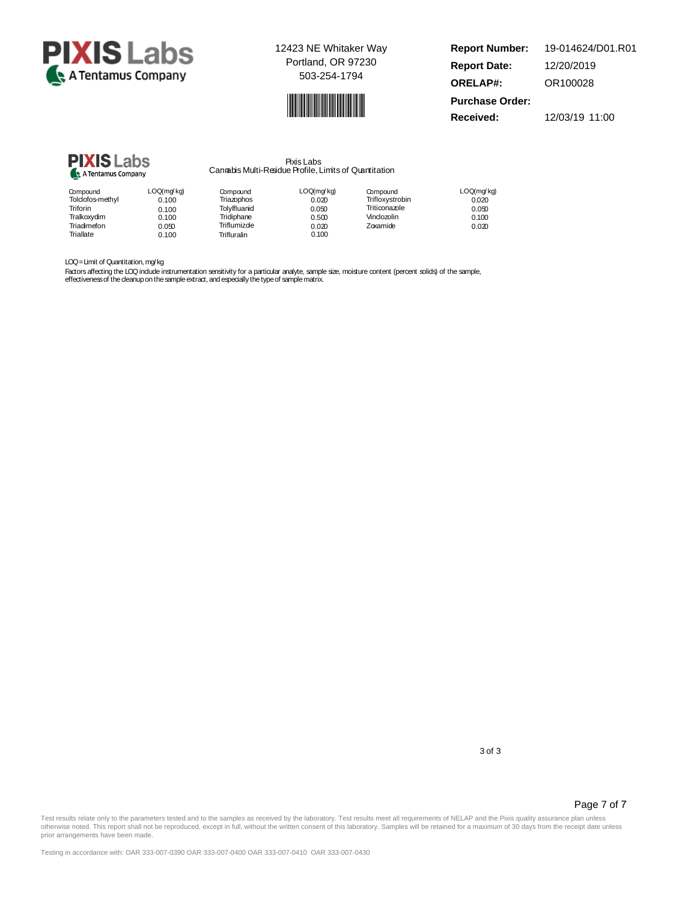12423 NE Whitaker Way
Portland, OR 97230
503-254-1794

**Report Number:** 19-014624/D01.R01
**Report Date:** 12/20/2019
**ORELAP#:** OR100028
**Purchase Order:**
**Received:** 12/03/19 11:00

Pixis Labs
Cannabis Multi-Residue Profile, Limits of Quantitation

| Compound | LOQ(mg/kg) | Compound | LOQ(mg/kg) | Compound | LOQ(mg/kg) |
|---|---|---|---|---|---|
| Tolclofos-methyl | 0.100 | Triazophos | 0.020 | Trifloxystrobin | 0.020 |
| Triforin | 0.100 | Tolylfluanid | 0.050 | Triticonazole | 0.050 |
| Tralkoxydim | 0.100 | Tridiphane | 0.500 | Vinclozolin | 0.100 |
| Triadimefon | 0.050 | Triflumizole | 0.020 | Zoxamide | 0.020 |
| Triallate | 0.100 | Trifluralin | 0.100 | | |

LOQ = Limit of Quantitation, mg/kg

Factors affecting the LOQ include instrumentation sensitivity for a particular analyte, sample size, moisture content (percent solids) of the sample, effectiveness of the cleanup on the sample extract, and especially the type of sample matrix.

Test results relate only to the parameters tested and to the samples as received by the laboratory. Test results meet all requirements of NELAP and the Pixis quality assurance plan unless otherwise noted. This report shall not be reproduced, except in full, without the written consent of this laboratory. Samples will be retained for a maximum of 30 days from the receipt date unless prior arrangements have been made.

Testing in accordance with: OAR 333-007-0390 OAR 333-007-0400 OAR 333-007-0410 OAR 333-007-0430